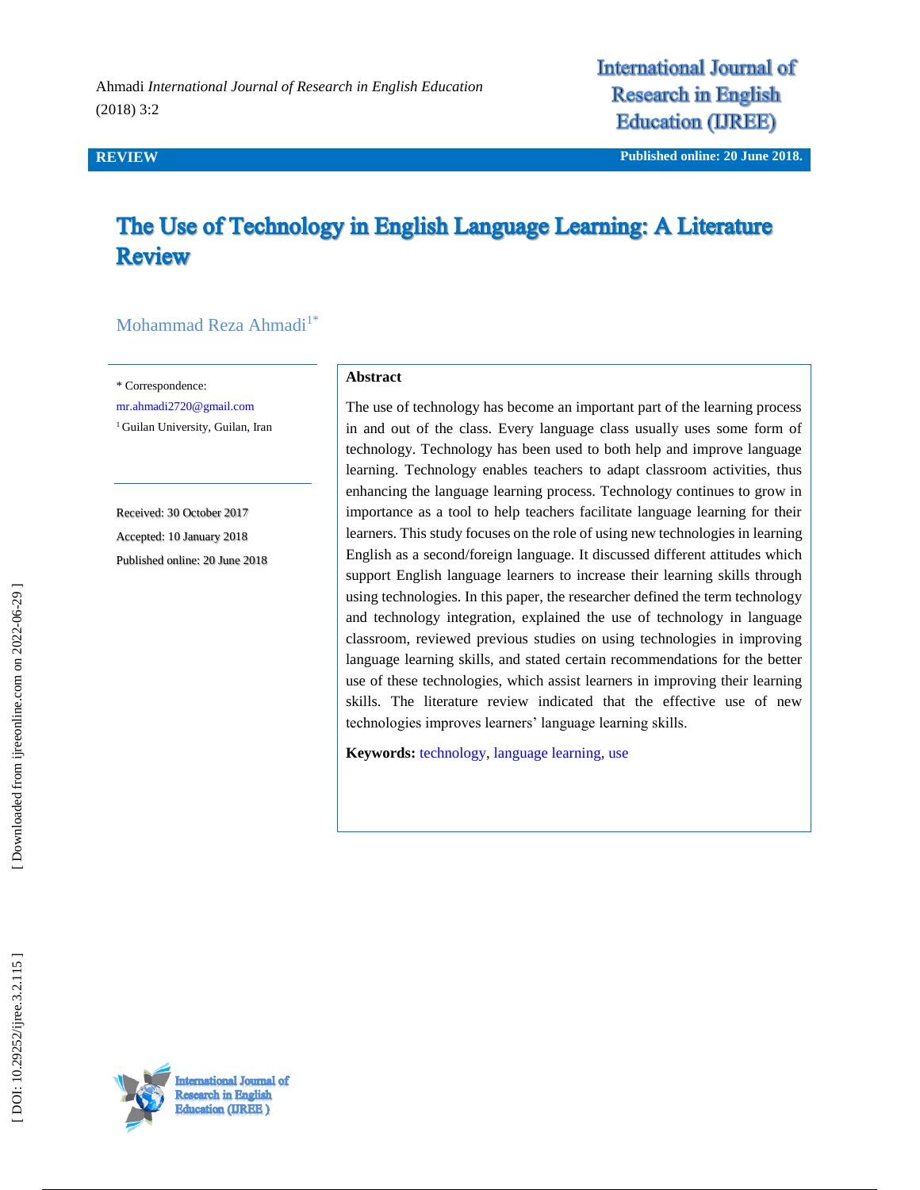REVIEW

Published online: 20 June 2018.

# The Use of Technology in English Language Learning: A Literature Review

Mohammad Reza Ahmadi[1*]

\* Correspondence:
mr.ahmadi2720@gmail.com
[1] Guilan University, Guilan, Iran

Received: 30 October 2017
Accepted: 10 January 2018
Published online: 20 June 2018

## Abstract

The use of technology has become an important part of the learning process in and out of the class. Every language class usually uses some form of technology. Technology has been used to both help and improve language learning. Technology enables teachers to adapt classroom activities, thus enhancing the language learning process. Technology continues to grow in importance as a tool to help teachers facilitate language learning for their learners. This study focuses on the role of using new technologies in learning English as a second/foreign language. It discussed different attitudes which support English language learners to increase their learning skills through using technologies. In this paper, the researcher defined the term technology and technology integration, explained the use of technology in language classroom, reviewed previous studies on using technologies in improving language learning skills, and stated certain recommendations for the better use of these technologies, which assist learners in improving their learning skills. The literature review indicated that the effective use of new technologies improves learners' language learning skills.

**Keywords:** technology, language learning, use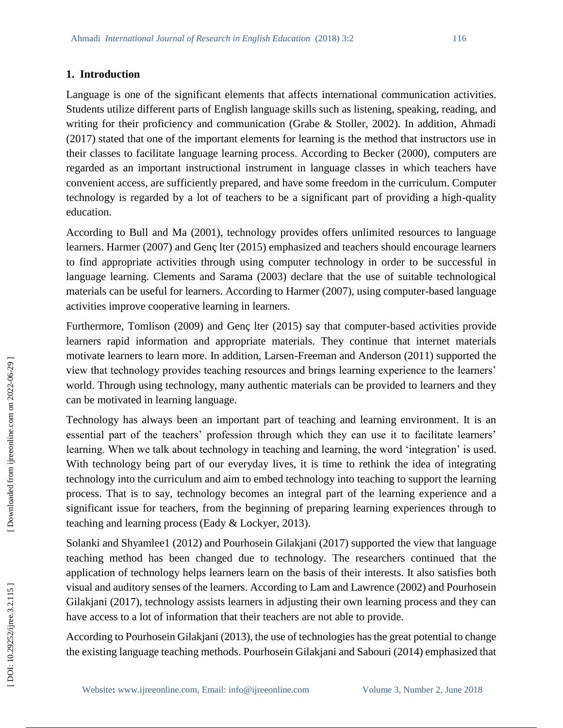## 1. Introduction

Language is one of the significant elements that affects international communication activities. Students utilize different parts of English language skills such as listening, speaking, reading, and writing for their proficiency and communication (Grabe & Stoller, 2002). In addition, Ahmadi (2017) stated that one of the important elements for learning is the method that instructors use in their classes to facilitate language learning process. According to Becker (2000), computers are regarded as an important instructional instrument in language classes in which teachers have convenient access, are sufficiently prepared, and have some freedom in the curriculum. Computer technology is regarded by a lot of teachers to be a significant part of providing a high-quality education.

According to Bull and Ma (2001), technology provides offers unlimited resources to language learners. Harmer (2007) and Genç lter (2015) emphasized and teachers should encourage learners to find appropriate activities through using computer technology in order to be successful in language learning. Clements and Sarama (2003) declare that the use of suitable technological materials can be useful for learners. According to Harmer (2007), using computer-based language activities improve cooperative learning in learners.

Furthermore, Tomlison (2009) and Genç lter (2015) say that computer-based activities provide learners rapid information and appropriate materials. They continue that internet materials motivate learners to learn more. In addition, Larsen-Freeman and Anderson (2011) supported the view that technology provides teaching resources and brings learning experience to the learners' world. Through using technology, many authentic materials can be provided to learners and they can be motivated in learning language.

Technology has always been an important part of teaching and learning environment. It is an essential part of the teachers' profession through which they can use it to facilitate learners' learning. When we talk about technology in teaching and learning, the word 'integration' is used. With technology being part of our everyday lives, it is time to rethink the idea of integrating technology into the curriculum and aim to embed technology into teaching to support the learning process. That is to say, technology becomes an integral part of the learning experience and a significant issue for teachers, from the beginning of preparing learning experiences through to teaching and learning process (Eady & Lockyer, 2013).

Solanki and Shyamlee1 (2012) and Pourhosein Gilakjani (2017) supported the view that language teaching method has been changed due to technology. The researchers continued that the application of technology helps learners learn on the basis of their interests. It also satisfies both visual and auditory senses of the learners. According to Lam and Lawrence (2002) and Pourhosein Gilakjani (2017), technology assists learners in adjusting their own learning process and they can have access to a lot of information that their teachers are not able to provide.

According to Pourhosein Gilakjani (2013), the use of technologies has the great potential to change the existing language teaching methods. Pourhosein Gilakjani and Sabouri (2014) emphasized that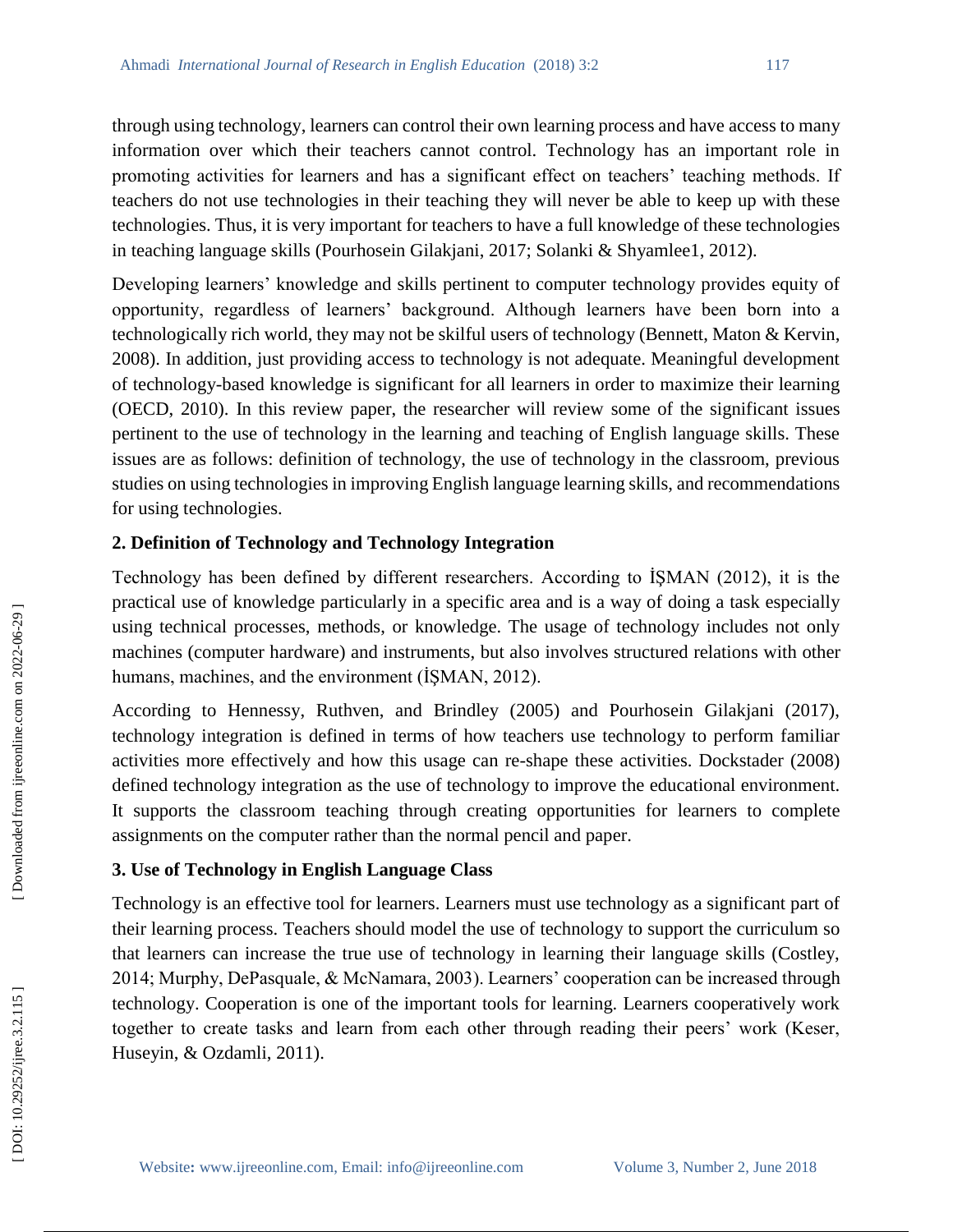through using technology, learners can control their own learning process and have access to many information over which their teachers cannot control. Technology has an important role in promoting activities for learners and has a significant effect on teachers' teaching methods. If teachers do not use technologies in their teaching they will never be able to keep up with these technologies. Thus, it is very important for teachers to have a full knowledge of these technologies in teaching language skills (Pourhosein Gilakjani, 2017; Solanki & Shyamlee1, 2012).

Developing learners' knowledge and skills pertinent to computer technology provides equity of opportunity, regardless of learners' background. Although learners have been born into a technologically rich world, they may not be skilful users of technology (Bennett, Maton & Kervin, 2008). In addition, just providing access to technology is not adequate. Meaningful development of technology-based knowledge is significant for all learners in order to maximize their learning (OECD, 2010). In this review paper, the researcher will review some of the significant issues pertinent to the use of technology in the learning and teaching of English language skills. These issues are as follows: definition of technology, the use of technology in the classroom, previous studies on using technologies in improving English language learning skills, and recommendations for using technologies.

## 2. Definition of Technology and Technology Integration

Technology has been defined by different researchers. According to İŞMAN (2012), it is the practical use of knowledge particularly in a specific area and is a way of doing a task especially using technical processes, methods, or knowledge. The usage of technology includes not only machines (computer hardware) and instruments, but also involves structured relations with other humans, machines, and the environment (İŞMAN, 2012).

According to Hennessy, Ruthven, and Brindley (2005) and Pourhosein Gilakjani (2017), technology integration is defined in terms of how teachers use technology to perform familiar activities more effectively and how this usage can re-shape these activities. Dockstader (2008) defined technology integration as the use of technology to improve the educational environment. It supports the classroom teaching through creating opportunities for learners to complete assignments on the computer rather than the normal pencil and paper.

## 3. Use of Technology in English Language Class

Technology is an effective tool for learners. Learners must use technology as a significant part of their learning process. Teachers should model the use of technology to support the curriculum so that learners can increase the true use of technology in learning their language skills (Costley, 2014; Murphy, DePasquale, & McNamara, 2003). Learners' cooperation can be increased through technology. Cooperation is one of the important tools for learning. Learners cooperatively work together to create tasks and learn from each other through reading their peers' work (Keser, Huseyin, & Ozdamli, 2011).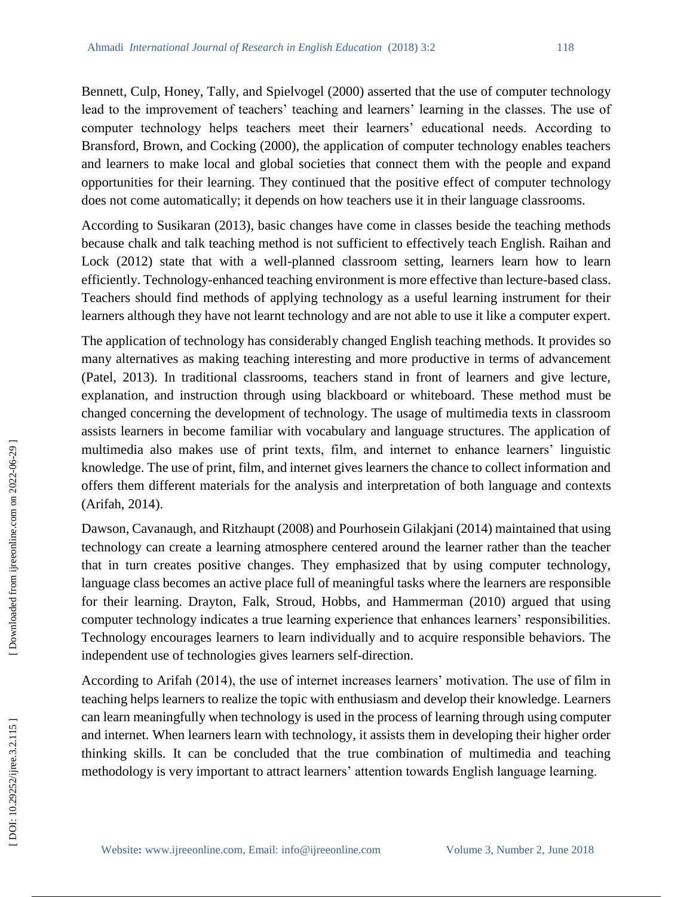Bennett, Culp, Honey, Tally, and Spielvogel (2000) asserted that the use of computer technology lead to the improvement of teachers' teaching and learners' learning in the classes. The use of computer technology helps teachers meet their learners' educational needs. According to Bransford, Brown, and Cocking (2000), the application of computer technology enables teachers and learners to make local and global societies that connect them with the people and expand opportunities for their learning. They continued that the positive effect of computer technology does not come automatically; it depends on how teachers use it in their language classrooms.

According to Susikaran (2013), basic changes have come in classes beside the teaching methods because chalk and talk teaching method is not sufficient to effectively teach English. Raihan and Lock (2012) state that with a well-planned classroom setting, learners learn how to learn efficiently. Technology-enhanced teaching environment is more effective than lecture-based class. Teachers should find methods of applying technology as a useful learning instrument for their learners although they have not learnt technology and are not able to use it like a computer expert.

The application of technology has considerably changed English teaching methods. It provides so many alternatives as making teaching interesting and more productive in terms of advancement (Patel, 2013). In traditional classrooms, teachers stand in front of learners and give lecture, explanation, and instruction through using blackboard or whiteboard. These method must be changed concerning the development of technology. The usage of multimedia texts in classroom assists learners in become familiar with vocabulary and language structures. The application of multimedia also makes use of print texts, film, and internet to enhance learners' linguistic knowledge. The use of print, film, and internet gives learners the chance to collect information and offers them different materials for the analysis and interpretation of both language and contexts (Arifah, 2014).

Dawson, Cavanaugh, and Ritzhaupt (2008) and Pourhosein Gilakjani (2014) maintained that using technology can create a learning atmosphere centered around the learner rather than the teacher that in turn creates positive changes. They emphasized that by using computer technology, language class becomes an active place full of meaningful tasks where the learners are responsible for their learning. Drayton, Falk, Stroud, Hobbs, and Hammerman (2010) argued that using computer technology indicates a true learning experience that enhances learners' responsibilities. Technology encourages learners to learn individually and to acquire responsible behaviors. The independent use of technologies gives learners self-direction.

According to Arifah (2014), the use of internet increases learners' motivation. The use of film in teaching helps learners to realize the topic with enthusiasm and develop their knowledge. Learners can learn meaningfully when technology is used in the process of learning through using computer and internet. When learners learn with technology, it assists them in developing their higher order thinking skills. It can be concluded that the true combination of multimedia and teaching methodology is very important to attract learners' attention towards English language learning.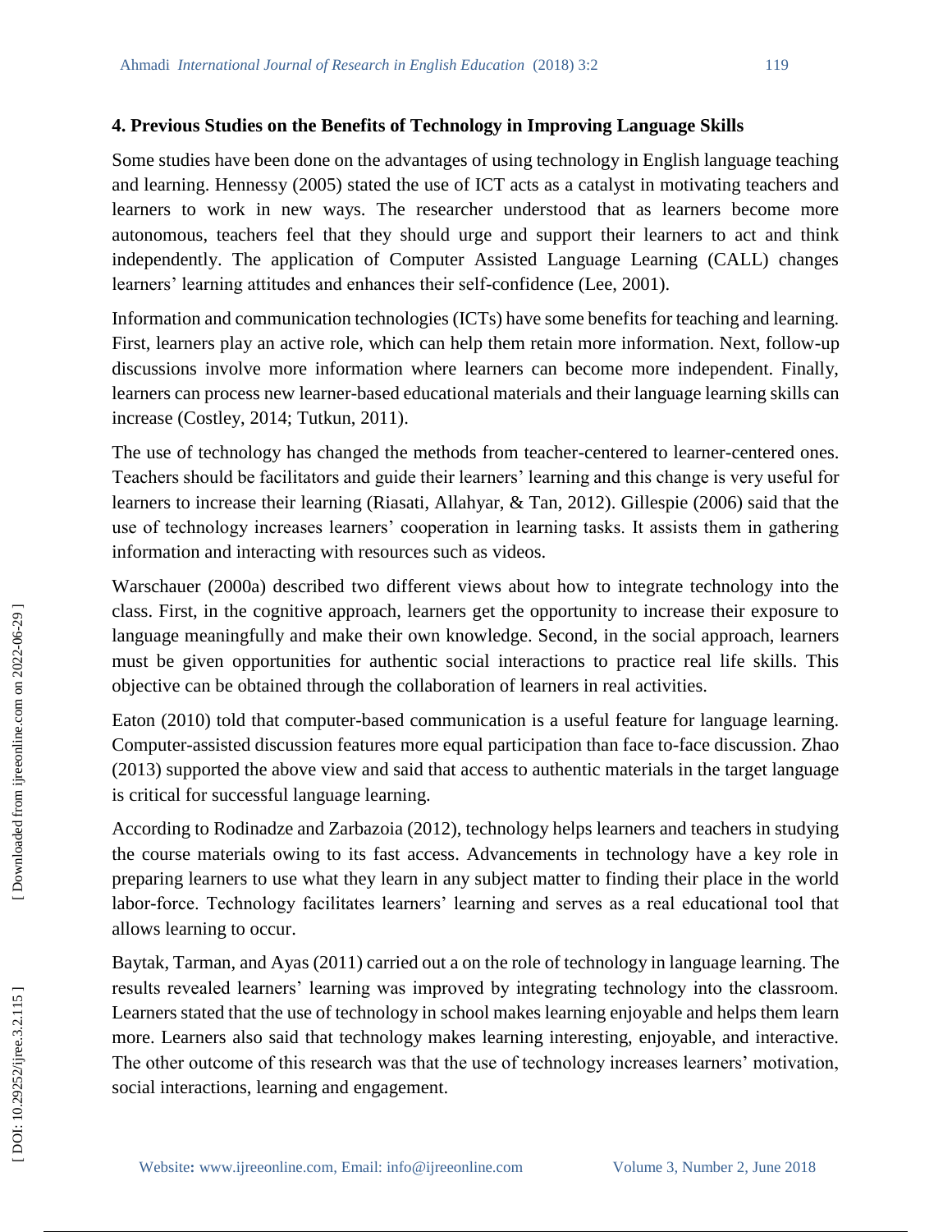## 4. Previous Studies on the Benefits of Technology in Improving Language Skills

Some studies have been done on the advantages of using technology in English language teaching and learning. Hennessy (2005) stated the use of ICT acts as a catalyst in motivating teachers and learners to work in new ways. The researcher understood that as learners become more autonomous, teachers feel that they should urge and support their learners to act and think independently. The application of Computer Assisted Language Learning (CALL) changes learners' learning attitudes and enhances their self-confidence (Lee, 2001).

Information and communication technologies (ICTs) have some benefits for teaching and learning. First, learners play an active role, which can help them retain more information. Next, follow-up discussions involve more information where learners can become more independent. Finally, learners can process new learner-based educational materials and their language learning skills can increase (Costley, 2014; Tutkun, 2011).

The use of technology has changed the methods from teacher-centered to learner-centered ones. Teachers should be facilitators and guide their learners' learning and this change is very useful for learners to increase their learning (Riasati, Allahyar, & Tan, 2012). Gillespie (2006) said that the use of technology increases learners' cooperation in learning tasks. It assists them in gathering information and interacting with resources such as videos.

Warschauer (2000a) described two different views about how to integrate technology into the class. First, in the cognitive approach, learners get the opportunity to increase their exposure to language meaningfully and make their own knowledge. Second, in the social approach, learners must be given opportunities for authentic social interactions to practice real life skills. This objective can be obtained through the collaboration of learners in real activities.

Eaton (2010) told that computer-based communication is a useful feature for language learning. Computer-assisted discussion features more equal participation than face to-face discussion. Zhao (2013) supported the above view and said that access to authentic materials in the target language is critical for successful language learning.

According to Rodinadze and Zarbazoia (2012), technology helps learners and teachers in studying the course materials owing to its fast access. Advancements in technology have a key role in preparing learners to use what they learn in any subject matter to finding their place in the world labor-force. Technology facilitates learners' learning and serves as a real educational tool that allows learning to occur.

Baytak, Tarman, and Ayas (2011) carried out a on the role of technology in language learning. The results revealed learners' learning was improved by integrating technology into the classroom. Learners stated that the use of technology in school makes learning enjoyable and helps them learn more. Learners also said that technology makes learning interesting, enjoyable, and interactive. The other outcome of this research was that the use of technology increases learners' motivation, social interactions, learning and engagement.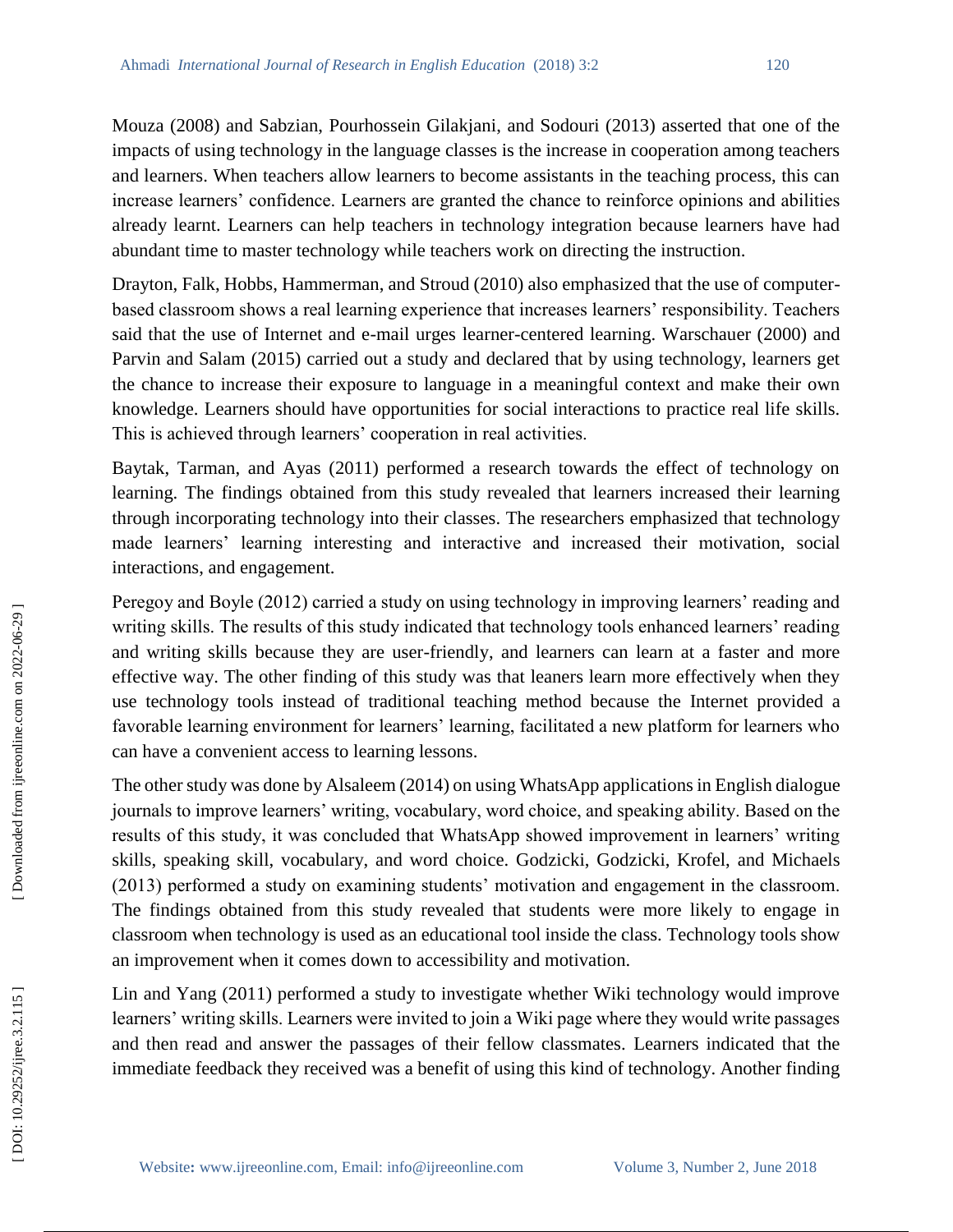Mouza (2008) and Sabzian, Pourhossein Gilakjani, and Sodouri (2013) asserted that one of the impacts of using technology in the language classes is the increase in cooperation among teachers and learners. When teachers allow learners to become assistants in the teaching process, this can increase learners' confidence. Learners are granted the chance to reinforce opinions and abilities already learnt. Learners can help teachers in technology integration because learners have had abundant time to master technology while teachers work on directing the instruction.

Drayton, Falk, Hobbs, Hammerman, and Stroud (2010) also emphasized that the use of computer-based classroom shows a real learning experience that increases learners' responsibility. Teachers said that the use of Internet and e-mail urges learner-centered learning. Warschauer (2000) and Parvin and Salam (2015) carried out a study and declared that by using technology, learners get the chance to increase their exposure to language in a meaningful context and make their own knowledge. Learners should have opportunities for social interactions to practice real life skills. This is achieved through learners' cooperation in real activities.

Baytak, Tarman, and Ayas (2011) performed a research towards the effect of technology on learning. The findings obtained from this study revealed that learners increased their learning through incorporating technology into their classes. The researchers emphasized that technology made learners' learning interesting and interactive and increased their motivation, social interactions, and engagement.

Peregoy and Boyle (2012) carried a study on using technology in improving learners' reading and writing skills. The results of this study indicated that technology tools enhanced learners' reading and writing skills because they are user-friendly, and learners can learn at a faster and more effective way. The other finding of this study was that leaners learn more effectively when they use technology tools instead of traditional teaching method because the Internet provided a favorable learning environment for learners' learning, facilitated a new platform for learners who can have a convenient access to learning lessons.

The other study was done by Alsaleem (2014) on using WhatsApp applications in English dialogue journals to improve learners' writing, vocabulary, word choice, and speaking ability. Based on the results of this study, it was concluded that WhatsApp showed improvement in learners' writing skills, speaking skill, vocabulary, and word choice. Godzicki, Godzicki, Krofel, and Michaels (2013) performed a study on examining students' motivation and engagement in the classroom. The findings obtained from this study revealed that students were more likely to engage in classroom when technology is used as an educational tool inside the class. Technology tools show an improvement when it comes down to accessibility and motivation.

Lin and Yang (2011) performed a study to investigate whether Wiki technology would improve learners' writing skills. Learners were invited to join a Wiki page where they would write passages and then read and answer the passages of their fellow classmates. Learners indicated that the immediate feedback they received was a benefit of using this kind of technology. Another finding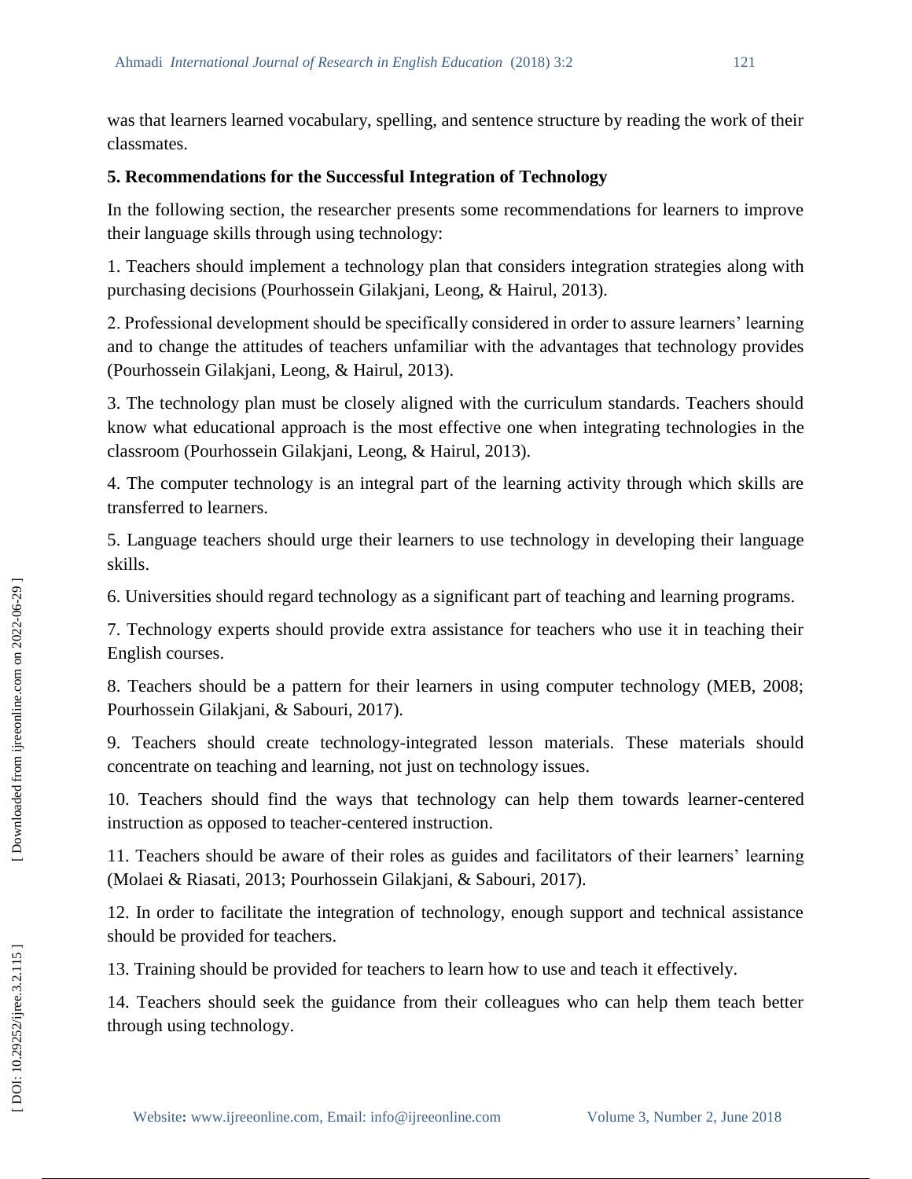was that learners learned vocabulary, spelling, and sentence structure by reading the work of their classmates.

## 5. Recommendations for the Successful Integration of Technology

In the following section, the researcher presents some recommendations for learners to improve their language skills through using technology:

1. Teachers should implement a technology plan that considers integration strategies along with purchasing decisions (Pourhossein Gilakjani, Leong, & Hairul, 2013).

2. Professional development should be specifically considered in order to assure learners' learning and to change the attitudes of teachers unfamiliar with the advantages that technology provides (Pourhossein Gilakjani, Leong, & Hairul, 2013).

3. The technology plan must be closely aligned with the curriculum standards. Teachers should know what educational approach is the most effective one when integrating technologies in the classroom (Pourhossein Gilakjani, Leong, & Hairul, 2013).

4. The computer technology is an integral part of the learning activity through which skills are transferred to learners.

5. Language teachers should urge their learners to use technology in developing their language skills.

6. Universities should regard technology as a significant part of teaching and learning programs.

7. Technology experts should provide extra assistance for teachers who use it in teaching their English courses.

8. Teachers should be a pattern for their learners in using computer technology (MEB, 2008; Pourhossein Gilakjani, & Sabouri, 2017).

9. Teachers should create technology-integrated lesson materials. These materials should concentrate on teaching and learning, not just on technology issues.

10. Teachers should find the ways that technology can help them towards learner-centered instruction as opposed to teacher-centered instruction.

11. Teachers should be aware of their roles as guides and facilitators of their learners' learning (Molaei & Riasati, 2013; Pourhossein Gilakjani, & Sabouri, 2017).

12. In order to facilitate the integration of technology, enough support and technical assistance should be provided for teachers.

13. Training should be provided for teachers to learn how to use and teach it effectively.

14. Teachers should seek the guidance from their colleagues who can help them teach better through using technology.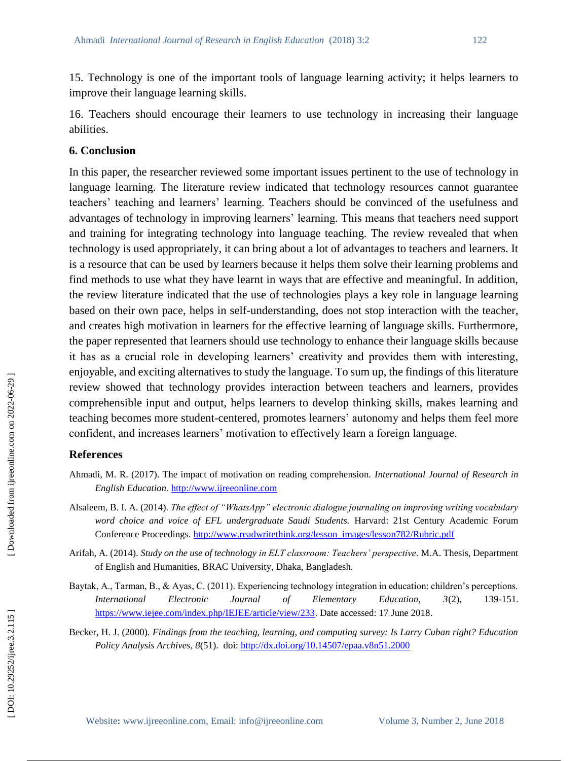15. Technology is one of the important tools of language learning activity; it helps learners to improve their language learning skills.

16. Teachers should encourage their learners to use technology in increasing their language abilities.

## 6. Conclusion

In this paper, the researcher reviewed some important issues pertinent to the use of technology in language learning. The literature review indicated that technology resources cannot guarantee teachers' teaching and learners' learning. Teachers should be convinced of the usefulness and advantages of technology in improving learners' learning. This means that teachers need support and training for integrating technology into language teaching. The review revealed that when technology is used appropriately, it can bring about a lot of advantages to teachers and learners. It is a resource that can be used by learners because it helps them solve their learning problems and find methods to use what they have learnt in ways that are effective and meaningful. In addition, the review literature indicated that the use of technologies plays a key role in language learning based on their own pace, helps in self-understanding, does not stop interaction with the teacher, and creates high motivation in learners for the effective learning of language skills. Furthermore, the paper represented that learners should use technology to enhance their language skills because it has as a crucial role in developing learners' creativity and provides them with interesting, enjoyable, and exciting alternatives to study the language. To sum up, the findings of this literature review showed that technology provides interaction between teachers and learners, provides comprehensible input and output, helps learners to develop thinking skills, makes learning and teaching becomes more student-centered, promotes learners' autonomy and helps them feel more confident, and increases learners' motivation to effectively learn a foreign language.

## References

Ahmadi, M. R. (2017). The impact of motivation on reading comprehension. *International Journal of Research in English Education*. http://www.ijreeonline.com

Alsaleem, B. I. A. (2014). *The effect of "WhatsApp" electronic dialogue journaling on improving writing vocabulary word choice and voice of EFL undergraduate Saudi Students.* Harvard: 21st Century Academic Forum Conference Proceedings. http://www.readwritethink.org/lesson_images/lesson782/Rubric.pdf

Arifah, A. (2014). *Study on the use of technology in ELT classroom: Teachers' perspective*. M.A. Thesis, Department of English and Humanities, BRAC University, Dhaka, Bangladesh.

Baytak, A., Tarman, B., & Ayas, C. (2011). Experiencing technology integration in education: children's perceptions. *International Electronic Journal of Elementary Education, 3*(2), 139-151. https://www.iejee.com/index.php/IEJEE/article/view/233. Date accessed: 17 June 2018.

Becker, H. J. (2000). *Findings from the teaching, learning, and computing survey: Is Larry Cuban right? Education Policy Analysis Archives*, *8*(51). doi: http://dx.doi.org/10.14507/epaa.v8n51.2000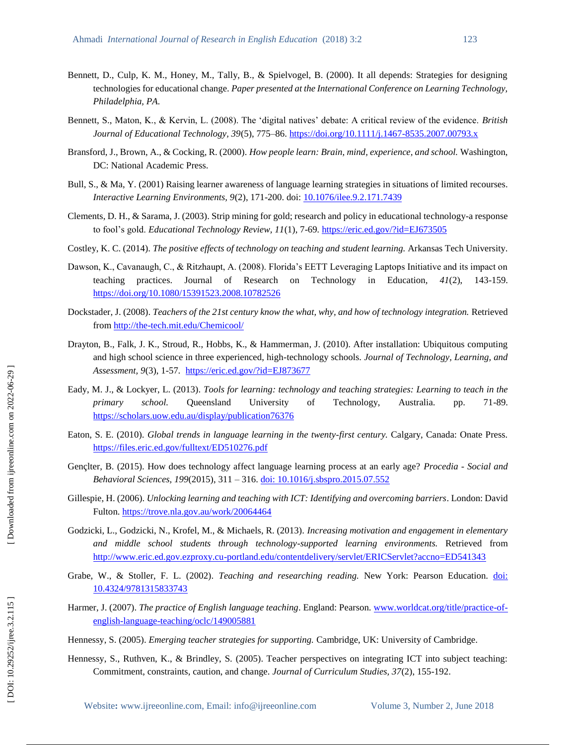Bennett, D., Culp, K. M., Honey, M., Tally, B., & Spielvogel, B. (2000). It all depends: Strategies for designing technologies for educational change. *Paper presented at the International Conference on Learning Technology, Philadelphia, PA.*

Bennett, S., Maton, K., & Kervin, L. (2008). The 'digital natives' debate: A critical review of the evidence. *British Journal of Educational Technology, 39*(5), 775–86. https://doi.org/10.1111/j.1467-8535.2007.00793.x

Bransford, J., Brown, A., & Cocking, R. (2000). *How people learn: Brain, mind, experience, and school.* Washington, DC: National Academic Press.

Bull, S., & Ma, Y. (2001) Raising learner awareness of language learning strategies in situations of limited recourses. *Interactive Learning Environments, 9*(2), 171-200. doi: 10.1076/ilee.9.2.171.7439

Clements, D. H., & Sarama, J. (2003). Strip mining for gold; research and policy in educational technology-a response to fool's gold. *Educational Technology Review, 11*(1), 7-69. https://eric.ed.gov/?id=EJ673505

Costley, K. C. (2014). *The positive effects of technology on teaching and student learning.* Arkansas Tech University.

Dawson, K., Cavanaugh, C., & Ritzhaupt, A. (2008). Florida's EETT Leveraging Laptops Initiative and its impact on teaching practices. Journal of Research on Technology in Education, *41*(2), 143-159. https://doi.org/10.1080/15391523.2008.10782526

Dockstader, J. (2008). *Teachers of the 21st century know the what, why, and how of technology integration.* Retrieved from http://the-tech.mit.edu/Chemicool/

Drayton, B., Falk, J. K., Stroud, R., Hobbs, K., & Hammerman, J. (2010). After installation: Ubiquitous computing and high school science in three experienced, high-technology schools. *Journal of Technology, Learning, and Assessment, 9*(3), 1-57. https://eric.ed.gov/?id=EJ873677

Eady, M. J., & Lockyer, L. (2013). *Tools for learning: technology and teaching strategies: Learning to teach in the primary school.* Queensland University of Technology, Australia. pp. 71-89. https://scholars.uow.edu.au/display/publication76376

Eaton, S. E. (2010). *Global trends in language learning in the twenty-first century.* Calgary, Canada: Onate Press. https://files.eric.ed.gov/fulltext/ED510276.pdf

Gençlter, B. (2015). How does technology affect language learning process at an early age? *Procedia - Social and Behavioral Sciences, 199*(2015), 311 – 316. doi: 10.1016/j.sbspro.2015.07.552

Gillespie, H. (2006). *Unlocking learning and teaching with ICT: Identifying and overcoming barriers*. London: David Fulton. https://trove.nla.gov.au/work/20064464

Godzicki, L., Godzicki, N., Krofel, M., & Michaels, R. (2013). *Increasing motivation and engagement in elementary and middle school students through technology-supported learning environments.* Retrieved from http://www.eric.ed.gov.ezproxy.cu-portland.edu/contentdelivery/servlet/ERICServlet?accno=ED541343

Grabe, W., & Stoller, F. L. (2002). *Teaching and researching reading.* New York: Pearson Education. doi: 10.4324/9781315833743

Harmer, J. (2007). *The practice of English language teaching*. England: Pearson. www.worldcat.org/title/practice-of-english-language-teaching/oclc/149005881

Hennessy, S. (2005). *Emerging teacher strategies for supporting.* Cambridge, UK: University of Cambridge.

Hennessy, S., Ruthven, K., & Brindley, S. (2005). Teacher perspectives on integrating ICT into subject teaching: Commitment, constraints, caution, and change. *Journal of Curriculum Studies, 37*(2), 155-192.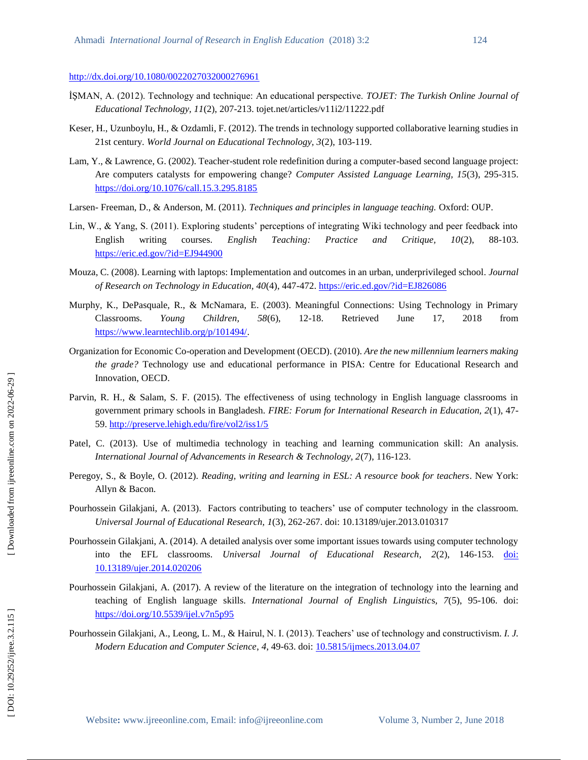http://dx.doi.org/10.1080/0022027032000276961

İŞMAN, A. (2012). Technology and technique: An educational perspective. *TOJET: The Turkish Online Journal of Educational Technology, 11*(2), 207-213. tojet.net/articles/v11i2/11222.pdf

Keser, H., Uzunboylu, H., & Ozdamli, F. (2012). The trends in technology supported collaborative learning studies in 21st century. *World Journal on Educational Technology, 3*(2), 103-119.

Lam, Y., & Lawrence, G. (2002). Teacher-student role redefinition during a computer-based second language project: Are computers catalysts for empowering change? *Computer Assisted Language Learning, 15*(3), 295-315. https://doi.org/10.1076/call.15.3.295.8185

Larsen- Freeman, D., & Anderson, M. (2011). *Techniques and principles in language teaching.* Oxford: OUP.

Lin, W., & Yang, S. (2011). Exploring students' perceptions of integrating Wiki technology and peer feedback into English writing courses. *English Teaching: Practice and Critique, 10*(2), 88-103. https://eric.ed.gov/?id=EJ944900

Mouza, C. (2008). Learning with laptops: Implementation and outcomes in an urban, underprivileged school. *Journal of Research on Technology in Education, 40*(4), 447-472. https://eric.ed.gov/?id=EJ826086

Murphy, K., DePasquale, R., & McNamara, E. (2003). Meaningful Connections: Using Technology in Primary Classrooms. *Young Children, 58*(6), 12-18. Retrieved June 17, 2018 from https://www.learntechlib.org/p/101494/.

Organization for Economic Co-operation and Development (OECD). (2010). *Are the new millennium learners making the grade?* Technology use and educational performance in PISA: Centre for Educational Research and Innovation, OECD.

Parvin, R. H., & Salam, S. F. (2015). The effectiveness of using technology in English language classrooms in government primary schools in Bangladesh. *FIRE: Forum for International Research in Education, 2*(1), 47-59. http://preserve.lehigh.edu/fire/vol2/iss1/5

Patel, C. (2013). Use of multimedia technology in teaching and learning communication skill: An analysis. *International Journal of Advancements in Research & Technology, 2*(7), 116-123.

Peregoy, S., & Boyle, O. (2012). *Reading, writing and learning in ESL: A resource book for teachers*. New York: Allyn & Bacon.

Pourhossein Gilakjani, A. (2013). Factors contributing to teachers' use of computer technology in the classroom. *Universal Journal of Educational Research, 1*(3), 262-267. doi: 10.13189/ujer.2013.010317

Pourhossein Gilakjani, A. (2014). A detailed analysis over some important issues towards using computer technology into the EFL classrooms. *Universal Journal of Educational Research, 2*(2), 146-153. doi: 10.13189/ujer.2014.020206

Pourhossein Gilakjani, A. (2017). A review of the literature on the integration of technology into the learning and teaching of English language skills. *International Journal of English Linguistics, 7*(5), 95-106. doi: https://doi.org/10.5539/ijel.v7n5p95

Pourhossein Gilakjani, A., Leong, L. M., & Hairul, N. I. (2013). Teachers' use of technology and constructivism. *I. J. Modern Education and Computer Science, 4*, 49-63. doi: 10.5815/ijmecs.2013.04.07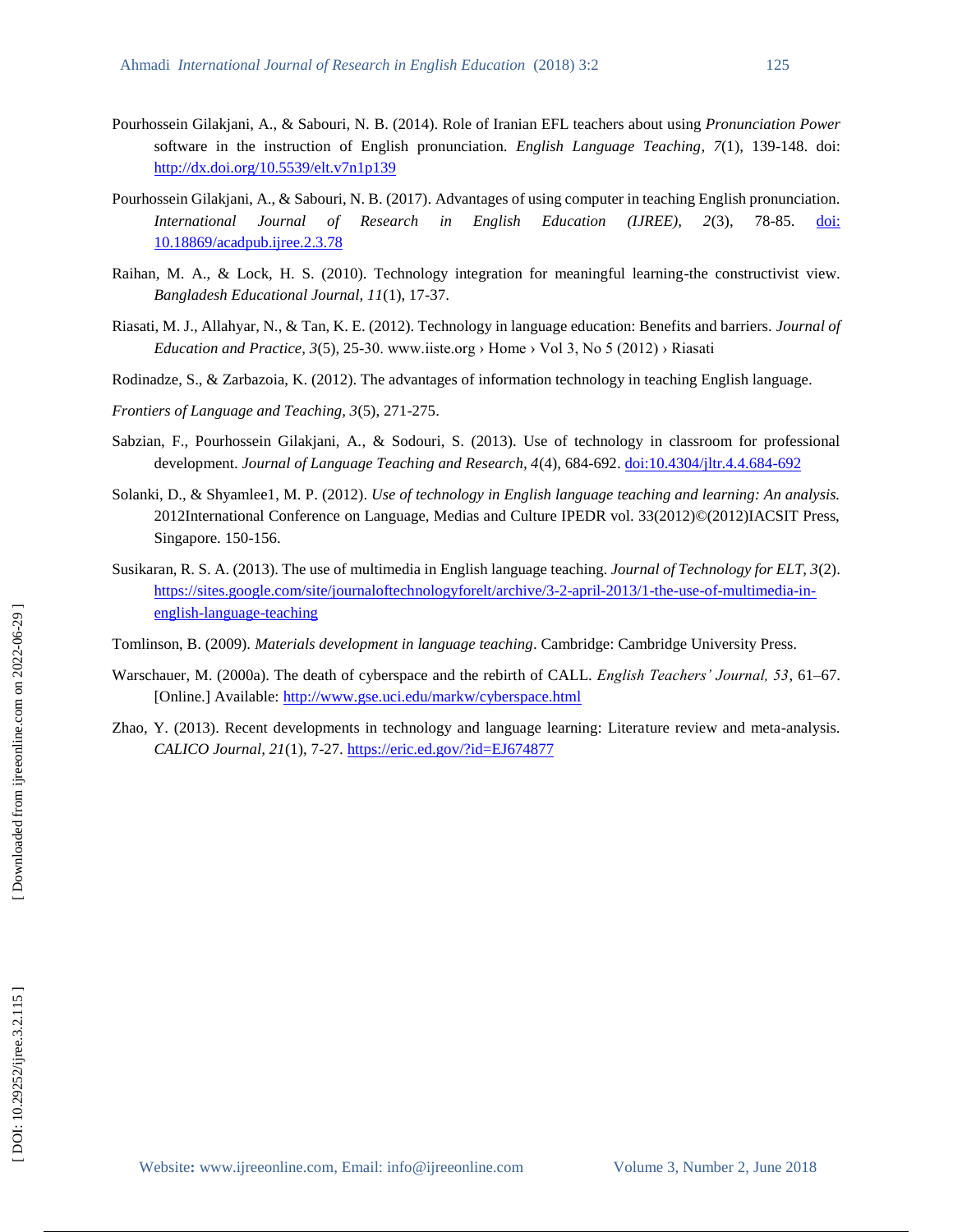Pourhossein Gilakjani, A., & Sabouri, N. B. (2014). Role of Iranian EFL teachers about using *Pronunciation Power* software in the instruction of English pronunciation. *English Language Teaching*, *7*(1), 139-148. doi: http://dx.doi.org/10.5539/elt.v7n1p139

Pourhossein Gilakjani, A., & Sabouri, N. B. (2017). Advantages of using computer in teaching English pronunciation. *International Journal of Research in English Education (IJREE)*, *2*(3), 78-85. doi: 10.18869/acadpub.ijree.2.3.78

Raihan, M. A., & Lock, H. S. (2010). Technology integration for meaningful learning-the constructivist view. *Bangladesh Educational Journal, 11*(1), 17-37.

Riasati, M. J., Allahyar, N., & Tan, K. E. (2012). Technology in language education: Benefits and barriers. *Journal of Education and Practice, 3*(5), 25-30. www.iiste.org › Home › Vol 3, No 5 (2012) › Riasati

Rodinadze, S., & Zarbazoia, K. (2012). The advantages of information technology in teaching English language.

*Frontiers of Language and Teaching, 3*(5), 271-275.

Sabzian, F., Pourhossein Gilakjani, A., & Sodouri, S. (2013). Use of technology in classroom for professional development. *Journal of Language Teaching and Research, 4*(4), 684-692. doi:10.4304/jltr.4.4.684-692

Solanki, D., & Shyamlee1, M. P. (2012). *Use of technology in English language teaching and learning: An analysis.* 2012International Conference on Language, Medias and Culture IPEDR vol. 33(2012)©(2012)IACSIT Press, Singapore. 150-156.

Susikaran, R. S. A. (2013). The use of multimedia in English language teaching. *Journal of Technology for ELT, 3*(2). https://sites.google.com/site/journaloftechnologyforelt/archive/3-2-april-2013/1-the-use-of-multimedia-in-english-language-teaching

Tomlinson, B. (2009). *Materials development in language teaching*. Cambridge: Cambridge University Press.

Warschauer, M. (2000a). The death of cyberspace and the rebirth of CALL. *English Teachers' Journal, 53*, 61–67. [Online.] Available: http://www.gse.uci.edu/markw/cyberspace.html

Zhao, Y. (2013). Recent developments in technology and language learning: Literature review and meta-analysis. *CALICO Journal, 21*(1), 7-27. https://eric.ed.gov/?id=EJ674877